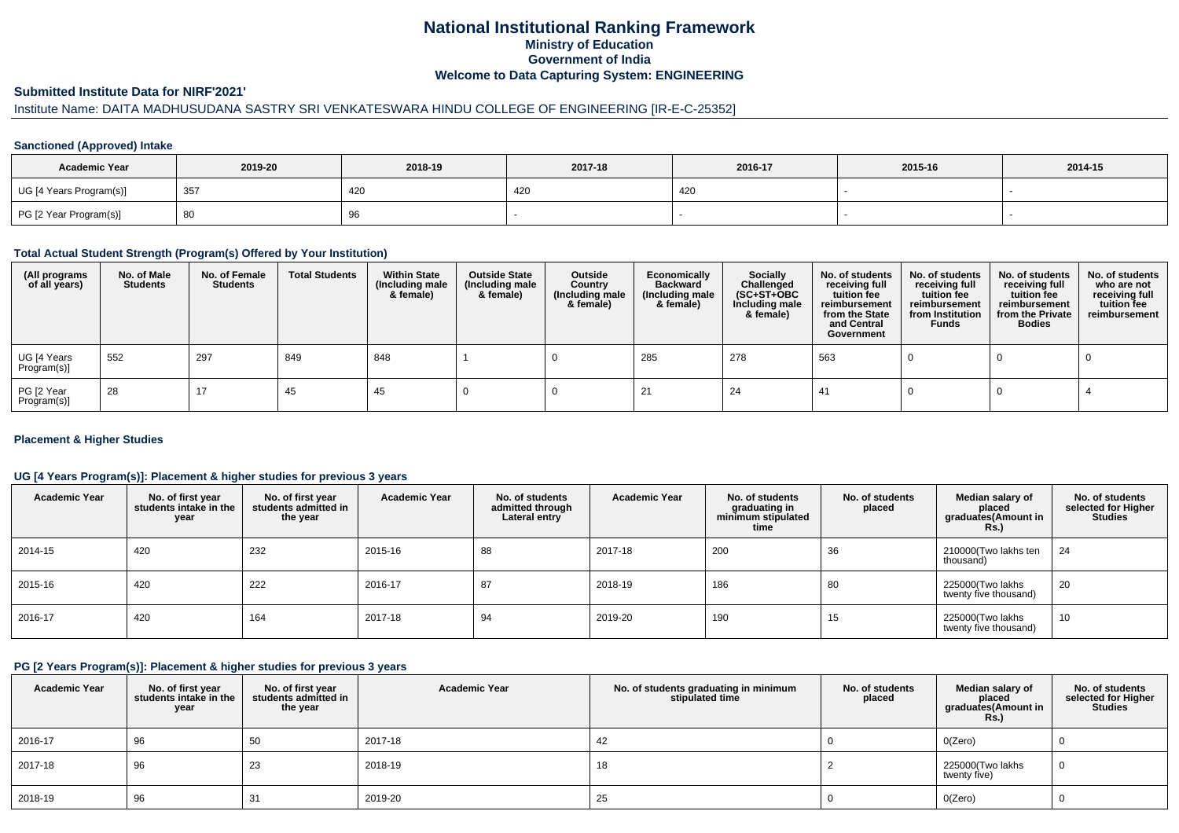# National Institutional Ranking Framework

**Ministry of Education**

**Government of India**

**Welcome to Data Capturing System: ENGINEERING**

## Submitted Institute Data for NIRF'2021'

Institute Name: DAITA MADHUSUDANA SASTRY SRI VENKATESWARA HINDU COLLEGE OF ENGINEERING [IR-E-C-25352]

### Sanctioned (Approved) Intake

| Academic Year | 2019-20 | 2018-19 | 2017-18 | 2016-17 | 2015-16 | 2014-15 |
|---|---|---|---|---|---|---|
| UG [4 Years Program(s)] | 357 | 420 | 420 | 420 | - | - |
| PG [2 Year Program(s)] | 80 | 96 | - | - | - | - |

### Total Actual Student Strength (Program(s) Offered by Your Institution)

| (All programs of all years) | No. of Male Students | No. of Female Students | Total Students | Within State (Including male & female) | Outside State (Including male & female) | Outside Country (Including male & female) | Economically Backward (Including male & female) | Socially Challenged (SC+ST+OBC Including male & female) | No. of students receiving full tuition fee reimbursement from the State and Central Government | No. of students receiving full tuition fee reimbursement from Institution Funds | No. of students receiving full tuition fee reimbursement from the Private Bodies | No. of students who are not receiving full tuition fee reimbursement |
|---|---|---|---|---|---|---|---|---|---|---|---|---|
| UG [4 Years Program(s)] | 552 | 297 | 849 | 848 | 1 | 0 | 285 | 278 | 563 | 0 | 0 | 0 |
| PG [2 Year Program(s)] | 28 | 17 | 45 | 45 | 0 | 0 | 21 | 24 | 41 | 0 | 0 | 4 |

### Placement & Higher Studies

#### UG [4 Years Program(s)]: Placement & higher studies for previous 3 years

| Academic Year | No. of first year students intake in the year | No. of first year students admitted in the year | Academic Year | No. of students admitted through Lateral entry | Academic Year | No. of students graduating in minimum stipulated time | No. of students placed | Median salary of placed graduates(Amount in Rs.) | No. of students selected for Higher Studies |
|---|---|---|---|---|---|---|---|---|---|
| 2014-15 | 420 | 232 | 2015-16 | 88 | 2017-18 | 200 | 36 | 210000(Two lakhs ten thousand) | 24 |
| 2015-16 | 420 | 222 | 2016-17 | 87 | 2018-19 | 186 | 80 | 225000(Two lakhs twenty five thousand) | 20 |
| 2016-17 | 420 | 164 | 2017-18 | 94 | 2019-20 | 190 | 15 | 225000(Two lakhs twenty five thousand) | 10 |

#### PG [2 Years Program(s)]: Placement & higher studies for previous 3 years

| Academic Year | No. of first year students intake in the year | No. of first year students admitted in the year | Academic Year | No. of students graduating in minimum stipulated time | No. of students placed | Median salary of placed graduates(Amount in Rs.) | No. of students selected for Higher Studies |
|---|---|---|---|---|---|---|---|
| 2016-17 | 96 | 50 | 2017-18 | 42 | 0 | 0(Zero) | 0 |
| 2017-18 | 96 | 23 | 2018-19 | 18 | 2 | 225000(Two lakhs twenty five) | 0 |
| 2018-19 | 96 | 31 | 2019-20 | 25 | 0 | 0(Zero) | 0 |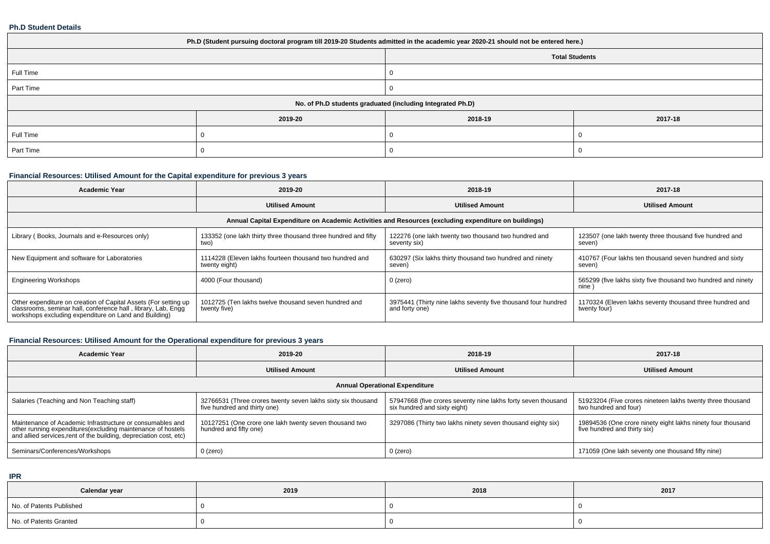### Ph.D Student Details

| Ph.D (Student pursuing doctoral program till 2019-20 Students admitted in the academic year 2020-21 should not be entered here.) | | | |
|---|---|---|---|
| | Total Students | | |
| Full Time | 0 | | |
| Part Time | 0 | | |
| No. of Ph.D students graduated (including Integrated Ph.D) | | | |
| | 2019-20 | 2018-19 | 2017-18 |
| Full Time | 0 | 0 | 0 |
| Part Time | 0 | 0 | 0 |

### Financial Resources: Utilised Amount for the Capital expenditure for previous 3 years

| Academic Year | 2019-20 | 2018-19 | 2017-18 |
|---|---|---|---|
| | Utilised Amount | Utilised Amount | Utilised Amount |
| Annual Capital Expenditure on Academic Activities and Resources (excluding expenditure on buildings) | | | |
| Library ( Books, Journals and e-Resources only) | 133352 (one lakh thirty three thousand three hundred and fifty two) | 122276 (one lakh twenty two thousand two hundred and seventy six) | 123507 (one lakh twenty three thousand five hundred and seven) |
| New Equipment and software for Laboratories | 1114228 (Eleven lakhs fourteen thousand two hundred and twenty eight) | 630297 (Six lakhs thirty thousand two hundred and ninety seven) | 410767 (Four lakhs ten thousand seven hundred and sixty seven) |
| Engineering Workshops | 4000 (Four thousand) | 0 (zero) | 565299 (five lakhs sixty five thousand two hundred and ninety nine ) |
| Other expenditure on creation of Capital Assets (For setting up classrooms, seminar hall, conference hall , library, Lab, Engg workshops excluding expenditure on Land and Building) | 1012725 (Ten lakhs twelve thousand seven hundred and twenty five) | 3975441 (Thirty nine lakhs seventy five thousand four hundred and forty one) | 1170324 (Eleven lakhs seventy thousand three hundred and twenty four) |

### Financial Resources: Utilised Amount for the Operational expenditure for previous 3 years

| Academic Year | 2019-20 | 2018-19 | 2017-18 |
|---|---|---|---|
| | Utilised Amount | Utilised Amount | Utilised Amount |
| Annual Operational Expenditure | | | |
| Salaries (Teaching and Non Teaching staff) | 32766531 (Three crores twenty seven lakhs sixty six thousand five hundred and thirty one) | 57947668 (five crores seventy nine lakhs forty seven thousand six hundred and sixty eight) | 51923204 (Five crores nineteen lakhs twenty three thousand two hundred and four) |
| Maintenance of Academic Infrastructure or consumables and other running expenditures(excluding maintenance of hostels and allied services,rent of the building, depreciation cost, etc) | 10127251 (One crore one lakh twenty seven thousand two hundred and fifty one) | 3297086 (Thirty two lakhs ninety seven thousand eighty six) | 19894536 (One crore ninety eight lakhs ninety four thousand five hundred and thirty six) |
| Seminars/Conferences/Workshops | 0 (zero) | 0 (zero) | 171059 (One lakh seventy one thousand fifty nine) |

### IPR

| Calendar year | 2019 | 2018 | 2017 |
|---|---|---|---|
| No. of Patents Published | 0 | 0 | 0 |
| No. of Patents Granted | 0 | 0 | 0 |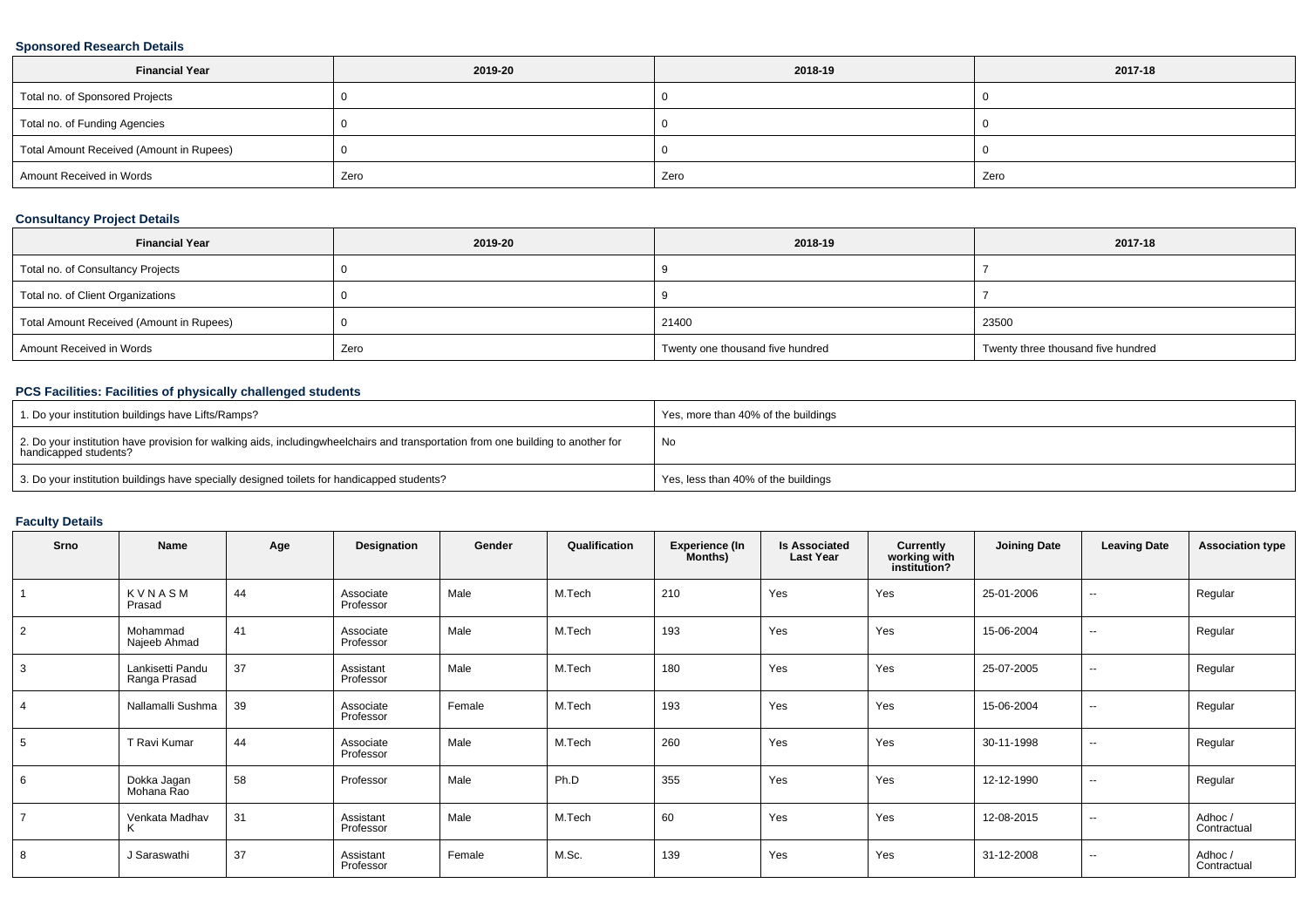### Sponsored Research Details

| Financial Year | 2019-20 | 2018-19 | 2017-18 |
|---|---|---|---|
| Total no. of Sponsored Projects | 0 | 0 | 0 |
| Total no. of Funding Agencies | 0 | 0 | 0 |
| Total Amount Received (Amount in Rupees) | 0 | 0 | 0 |
| Amount Received in Words | Zero | Zero | Zero |

### Consultancy Project Details

| Financial Year | 2019-20 | 2018-19 | 2017-18 |
|---|---|---|---|
| Total no. of Consultancy Projects | 0 | 9 | 7 |
| Total no. of Client Organizations | 0 | 9 | 7 |
| Total Amount Received (Amount in Rupees) | 0 | 21400 | 23500 |
| Amount Received in Words | Zero | Twenty one thousand five hundred | Twenty three thousand five hundred |

### PCS Facilities: Facilities of physically challenged students

| | |
|---|---|
| 1. Do your institution buildings have Lifts/Ramps? | Yes, more than 40% of the buildings |
| 2. Do your institution have provision for walking aids, includingwheelchairs and transportation from one building to another for handicapped students? | No |
| 3. Do your institution buildings have specially designed toilets for handicapped students? | Yes, less than 40% of the buildings |

### Faculty Details

| Srno | Name | Age | Designation | Gender | Qualification | Experience (In Months) | Is Associated Last Year | Currently working with institution? | Joining Date | Leaving Date | Association type |
|---|---|---|---|---|---|---|---|---|---|---|---|
| 1 | K V N A S M Prasad | 44 | Associate Professor | Male | M.Tech | 210 | Yes | Yes | 25-01-2006 | -- | Regular |
| 2 | Mohammad Najeeb Ahmad | 41 | Associate Professor | Male | M.Tech | 193 | Yes | Yes | 15-06-2004 | -- | Regular |
| 3 | Lankisetti Pandu Ranga Prasad | 37 | Assistant Professor | Male | M.Tech | 180 | Yes | Yes | 25-07-2005 | -- | Regular |
| 4 | Nallamalli Sushma | 39 | Associate Professor | Female | M.Tech | 193 | Yes | Yes | 15-06-2004 | -- | Regular |
| 5 | T Ravi Kumar | 44 | Associate Professor | Male | M.Tech | 260 | Yes | Yes | 30-11-1998 | -- | Regular |
| 6 | Dokka Jagan Mohana Rao | 58 | Professor | Male | Ph.D | 355 | Yes | Yes | 12-12-1990 | -- | Regular |
| 7 | Venkata Madhav K | 31 | Assistant Professor | Male | M.Tech | 60 | Yes | Yes | 12-08-2015 | -- | Adhoc / Contractual |
| 8 | J Saraswathi | 37 | Assistant Professor | Female | M.Sc. | 139 | Yes | Yes | 31-12-2008 | -- | Adhoc / Contractual |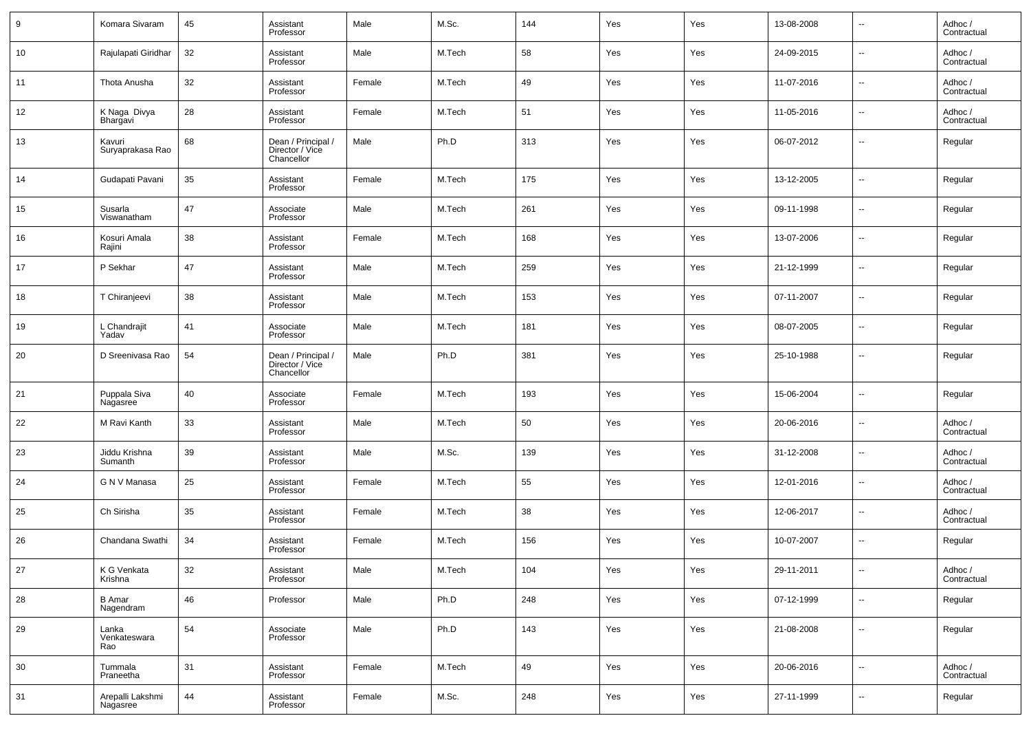| 9 | Komara Sivaram | 45 | Assistant Professor | Male | M.Sc. | 144 | Yes | Yes | 13-08-2008 | -- | Adhoc / Contractual |
|---|---|---|---|---|---|---|---|---|---|---|---|
| 10 | Rajulapati Giridhar | 32 | Assistant Professor | Male | M.Tech | 58 | Yes | Yes | 24-09-2015 | -- | Adhoc / Contractual |
| 11 | Thota Anusha | 32 | Assistant Professor | Female | M.Tech | 49 | Yes | Yes | 11-07-2016 | -- | Adhoc / Contractual |
| 12 | K Naga Divya Bhargavi | 28 | Assistant Professor | Female | M.Tech | 51 | Yes | Yes | 11-05-2016 | -- | Adhoc / Contractual |
| 13 | Kavuri Suryaprakasa Rao | 68 | Dean / Principal / Director / Vice Chancellor | Male | Ph.D | 313 | Yes | Yes | 06-07-2012 | -- | Regular |
| 14 | Gudapati Pavani | 35 | Assistant Professor | Female | M.Tech | 175 | Yes | Yes | 13-12-2005 | -- | Regular |
| 15 | Susarla Viswanatham | 47 | Associate Professor | Male | M.Tech | 261 | Yes | Yes | 09-11-1998 | -- | Regular |
| 16 | Kosuri Amala Rajini | 38 | Assistant Professor | Female | M.Tech | 168 | Yes | Yes | 13-07-2006 | -- | Regular |
| 17 | P Sekhar | 47 | Assistant Professor | Male | M.Tech | 259 | Yes | Yes | 21-12-1999 | -- | Regular |
| 18 | T Chiranjeevi | 38 | Assistant Professor | Male | M.Tech | 153 | Yes | Yes | 07-11-2007 | -- | Regular |
| 19 | L Chandrajit Yadav | 41 | Associate Professor | Male | M.Tech | 181 | Yes | Yes | 08-07-2005 | -- | Regular |
| 20 | D Sreenivasa Rao | 54 | Dean / Principal / Director / Vice Chancellor | Male | Ph.D | 381 | Yes | Yes | 25-10-1988 | -- | Regular |
| 21 | Puppala Siva Nagasree | 40 | Associate Professor | Female | M.Tech | 193 | Yes | Yes | 15-06-2004 | -- | Regular |
| 22 | M Ravi Kanth | 33 | Assistant Professor | Male | M.Tech | 50 | Yes | Yes | 20-06-2016 | -- | Adhoc / Contractual |
| 23 | Jiddu Krishna Sumanth | 39 | Assistant Professor | Male | M.Sc. | 139 | Yes | Yes | 31-12-2008 | -- | Adhoc / Contractual |
| 24 | G N V Manasa | 25 | Assistant Professor | Female | M.Tech | 55 | Yes | Yes | 12-01-2016 | -- | Adhoc / Contractual |
| 25 | Ch Sirisha | 35 | Assistant Professor | Female | M.Tech | 38 | Yes | Yes | 12-06-2017 | -- | Adhoc / Contractual |
| 26 | Chandana Swathi | 34 | Assistant Professor | Female | M.Tech | 156 | Yes | Yes | 10-07-2007 | -- | Regular |
| 27 | K G Venkata Krishna | 32 | Assistant Professor | Male | M.Tech | 104 | Yes | Yes | 29-11-2011 | -- | Adhoc / Contractual |
| 28 | B Amar Nagendram | 46 | Professor | Male | Ph.D | 248 | Yes | Yes | 07-12-1999 | -- | Regular |
| 29 | Lanka Venkateswara Rao | 54 | Associate Professor | Male | Ph.D | 143 | Yes | Yes | 21-08-2008 | -- | Regular |
| 30 | Tummala Praneetha | 31 | Assistant Professor | Female | M.Tech | 49 | Yes | Yes | 20-06-2016 | -- | Adhoc / Contractual |
| 31 | Arepalli Lakshmi Nagasree | 44 | Assistant Professor | Female | M.Sc. | 248 | Yes | Yes | 27-11-1999 | -- | Regular |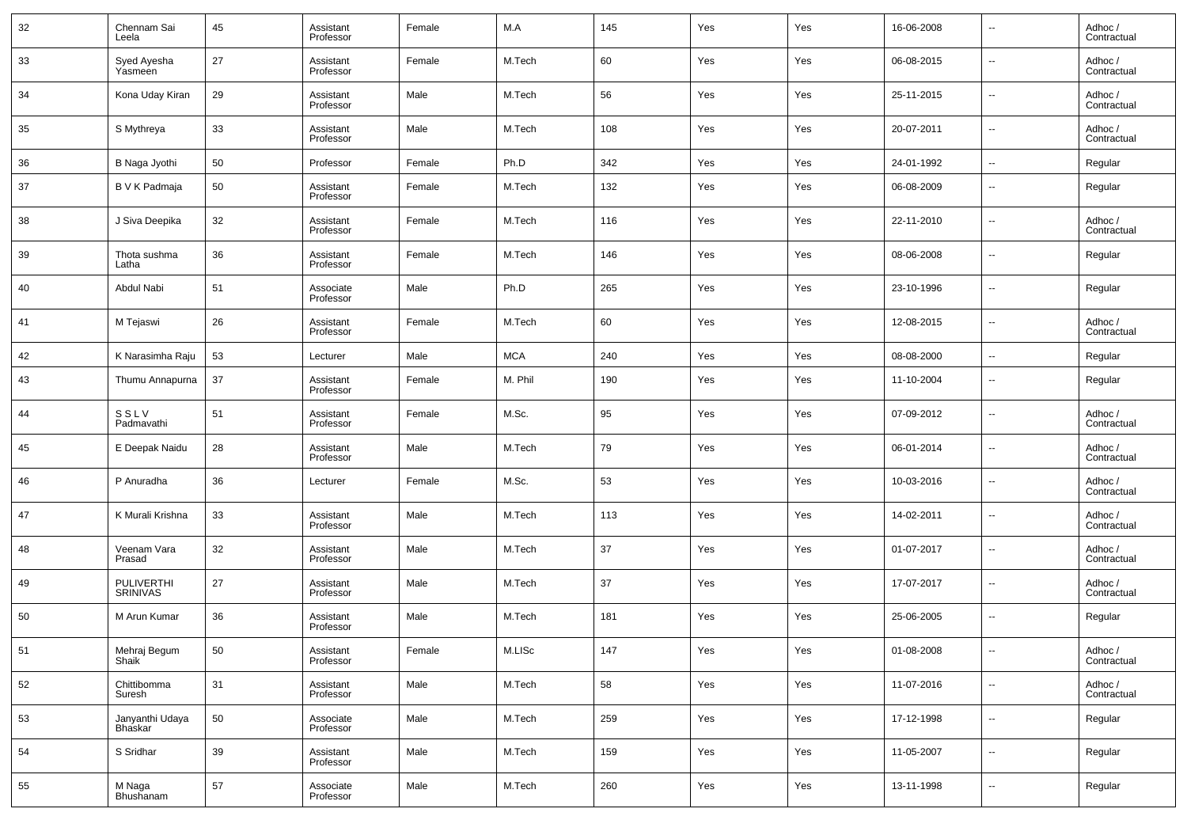| 32 | Chennam Sai Leela | 45 | Assistant Professor | Female | M.A | 145 | Yes | Yes | 16-06-2008 | -- | Adhoc / Contractual |
|---|---|---|---|---|---|---|---|---|---|---|---|
| 33 | Syed Ayesha Yasmeen | 27 | Assistant Professor | Female | M.Tech | 60 | Yes | Yes | 06-08-2015 | -- | Adhoc / Contractual |
| 34 | Kona Uday Kiran | 29 | Assistant Professor | Male | M.Tech | 56 | Yes | Yes | 25-11-2015 | -- | Adhoc / Contractual |
| 35 | S Mythreya | 33 | Assistant Professor | Male | M.Tech | 108 | Yes | Yes | 20-07-2011 | -- | Adhoc / Contractual |
| 36 | B Naga Jyothi | 50 | Professor | Female | Ph.D | 342 | Yes | Yes | 24-01-1992 | -- | Regular |
| 37 | B V K Padmaja | 50 | Assistant Professor | Female | M.Tech | 132 | Yes | Yes | 06-08-2009 | -- | Regular |
| 38 | J Siva Deepika | 32 | Assistant Professor | Female | M.Tech | 116 | Yes | Yes | 22-11-2010 | -- | Adhoc / Contractual |
| 39 | Thota sushma Latha | 36 | Assistant Professor | Female | M.Tech | 146 | Yes | Yes | 08-06-2008 | -- | Regular |
| 40 | Abdul Nabi | 51 | Associate Professor | Male | Ph.D | 265 | Yes | Yes | 23-10-1996 | -- | Regular |
| 41 | M Tejaswi | 26 | Assistant Professor | Female | M.Tech | 60 | Yes | Yes | 12-08-2015 | -- | Adhoc / Contractual |
| 42 | K Narasimha Raju | 53 | Lecturer | Male | MCA | 240 | Yes | Yes | 08-08-2000 | -- | Regular |
| 43 | Thumu Annapurna | 37 | Assistant Professor | Female | M. Phil | 190 | Yes | Yes | 11-10-2004 | -- | Regular |
| 44 | S S L V Padmavathi | 51 | Assistant Professor | Female | M.Sc. | 95 | Yes | Yes | 07-09-2012 | -- | Adhoc / Contractual |
| 45 | E Deepak Naidu | 28 | Assistant Professor | Male | M.Tech | 79 | Yes | Yes | 06-01-2014 | -- | Adhoc / Contractual |
| 46 | P Anuradha | 36 | Lecturer | Female | M.Sc. | 53 | Yes | Yes | 10-03-2016 | -- | Adhoc / Contractual |
| 47 | K Murali Krishna | 33 | Assistant Professor | Male | M.Tech | 113 | Yes | Yes | 14-02-2011 | -- | Adhoc / Contractual |
| 48 | Veenam Vara Prasad | 32 | Assistant Professor | Male | M.Tech | 37 | Yes | Yes | 01-07-2017 | -- | Adhoc / Contractual |
| 49 | PULIVERTHI SRINIVAS | 27 | Assistant Professor | Male | M.Tech | 37 | Yes | Yes | 17-07-2017 | -- | Adhoc / Contractual |
| 50 | M Arun Kumar | 36 | Assistant Professor | Male | M.Tech | 181 | Yes | Yes | 25-06-2005 | -- | Regular |
| 51 | Mehraj Begum Shaik | 50 | Assistant Professor | Female | M.LISc | 147 | Yes | Yes | 01-08-2008 | -- | Adhoc / Contractual |
| 52 | Chittibomma Suresh | 31 | Assistant Professor | Male | M.Tech | 58 | Yes | Yes | 11-07-2016 | -- | Adhoc / Contractual |
| 53 | Janyanthi Udaya Bhaskar | 50 | Associate Professor | Male | M.Tech | 259 | Yes | Yes | 17-12-1998 | -- | Regular |
| 54 | S Sridhar | 39 | Assistant Professor | Male | M.Tech | 159 | Yes | Yes | 11-05-2007 | -- | Regular |
| 55 | M Naga Bhushanam | 57 | Associate Professor | Male | M.Tech | 260 | Yes | Yes | 13-11-1998 | -- | Regular |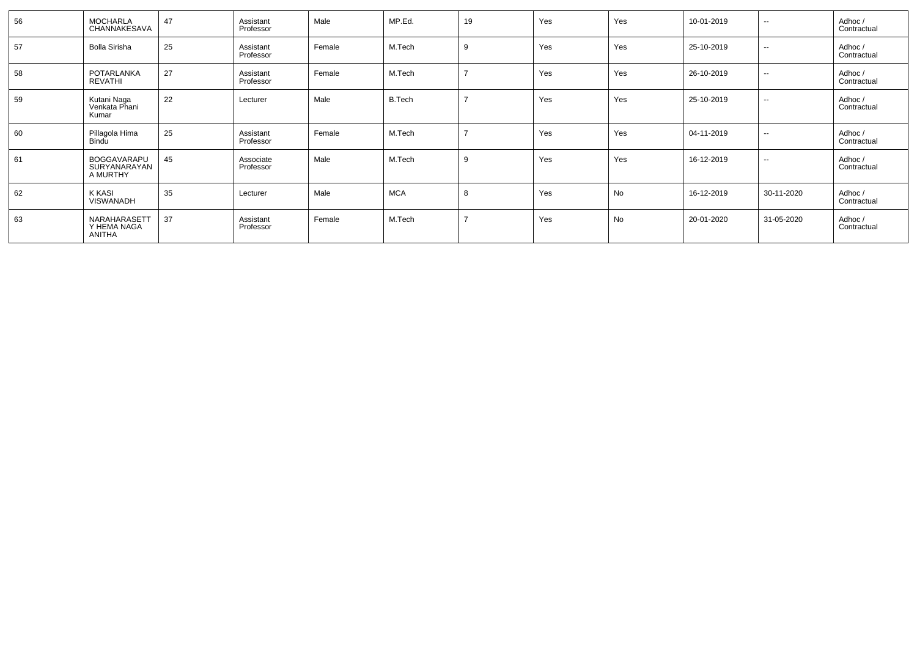| | | | | | | | | | | | |
|---|---|---|---|---|---|---|---|---|---|---|---|
| 56 | MOCHARLA CHANNAKESAVA | 47 | Assistant Professor | Male | MP.Ed. | 19 | Yes | Yes | 10-01-2019 | -- | Adhoc / Contractual |
| 57 | Bolla Sirisha | 25 | Assistant Professor | Female | M.Tech | 9 | Yes | Yes | 25-10-2019 | -- | Adhoc / Contractual |
| 58 | POTARLANKA REVATHI | 27 | Assistant Professor | Female | M.Tech | 7 | Yes | Yes | 26-10-2019 | -- | Adhoc / Contractual |
| 59 | Kutani Naga Venkata Phani Kumar | 22 | Lecturer | Male | B.Tech | 7 | Yes | Yes | 25-10-2019 | -- | Adhoc / Contractual |
| 60 | Pillagola Hima Bindu | 25 | Assistant Professor | Female | M.Tech | 7 | Yes | Yes | 04-11-2019 | -- | Adhoc / Contractual |
| 61 | BOGGAVARAPU SURYANARAYANA MURTHY | 45 | Associate Professor | Male | M.Tech | 9 | Yes | Yes | 16-12-2019 | -- | Adhoc / Contractual |
| 62 | K KASI VISWANADH | 35 | Lecturer | Male | MCA | 8 | Yes | No | 16-12-2019 | 30-11-2020 | Adhoc / Contractual |
| 63 | NARAHARASETTY HEMA NAGA ANITHA | 37 | Assistant Professor | Female | M.Tech | 7 | Yes | No | 20-01-2020 | 31-05-2020 | Adhoc / Contractual |